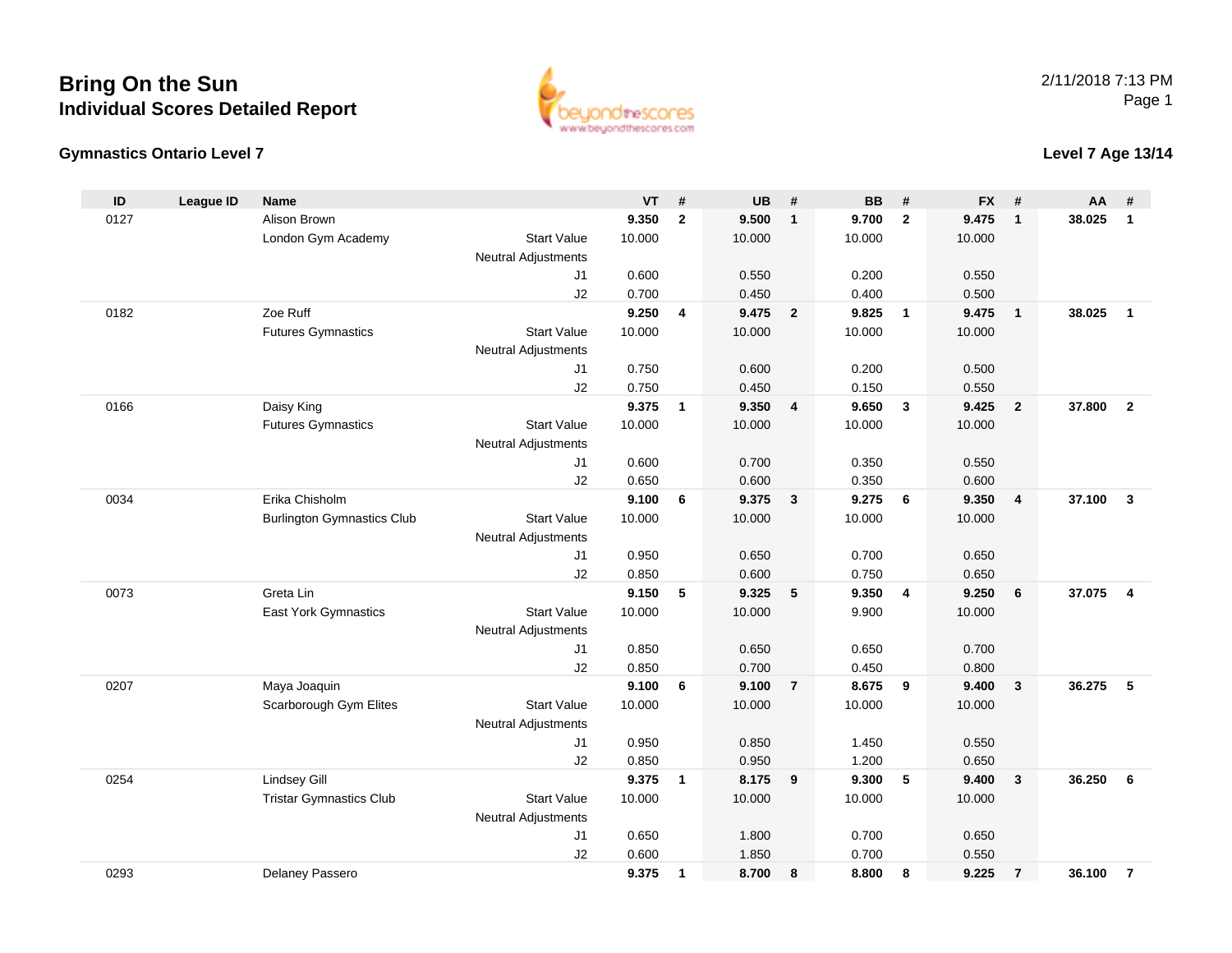# Bring On the Sun

## Individual Scores Detailed Report

### Gymnastics Ontario Level 7

2/11/2018 7:13 PM

### Level 7 Age 13/14

| ID | League ID | Name | | VT | # | UB | # | BB | # | FX | # | AA | # |
|---|---|---|---|---|---|---|---|---|---|---|---|---|---|
| 0127 | | Alison Brown | | **9.350** | **2** | **9.500** | **1** | **9.700** | **2** | **9.475** | **1** | **38.025** | **1** |
| | | London Gym Academy | Start Value | 10.000 | | 10.000 | | 10.000 | | 10.000 | | | |
| | | | Neutral Adjustments | | | | | | | | | | |
| | | | J1 | 0.600 | | 0.550 | | 0.200 | | 0.550 | | | |
| | | | J2 | 0.700 | | 0.450 | | 0.400 | | 0.500 | | | |
| 0182 | | Zoe Ruff | | **9.250** | **4** | **9.475** | **2** | **9.825** | **1** | **9.475** | **1** | **38.025** | **1** |
| | | Futures Gymnastics | Start Value | 10.000 | | 10.000 | | 10.000 | | 10.000 | | | |
| | | | Neutral Adjustments | | | | | | | | | | |
| | | | J1 | 0.750 | | 0.600 | | 0.200 | | 0.500 | | | |
| | | | J2 | 0.750 | | 0.450 | | 0.150 | | 0.550 | | | |
| 0166 | | Daisy King | | **9.375** | **1** | **9.350** | **4** | **9.650** | **3** | **9.425** | **2** | **37.800** | **2** |
| | | Futures Gymnastics | Start Value | 10.000 | | 10.000 | | 10.000 | | 10.000 | | | |
| | | | Neutral Adjustments | | | | | | | | | | |
| | | | J1 | 0.600 | | 0.700 | | 0.350 | | 0.550 | | | |
| | | | J2 | 0.650 | | 0.600 | | 0.350 | | 0.600 | | | |
| 0034 | | Erika Chisholm | | **9.100** | **6** | **9.375** | **3** | **9.275** | **6** | **9.350** | **4** | **37.100** | **3** |
| | | Burlington Gymnastics Club | Start Value | 10.000 | | 10.000 | | 10.000 | | 10.000 | | | |
| | | | Neutral Adjustments | | | | | | | | | | |
| | | | J1 | 0.950 | | 0.650 | | 0.700 | | 0.650 | | | |
| | | | J2 | 0.850 | | 0.600 | | 0.750 | | 0.650 | | | |
| 0073 | | Greta Lin | | **9.150** | **5** | **9.325** | **5** | **9.350** | **4** | **9.250** | **6** | **37.075** | **4** |
| | | East York Gymnastics | Start Value | 10.000 | | 10.000 | | 9.900 | | 10.000 | | | |
| | | | Neutral Adjustments | | | | | | | | | | |
| | | | J1 | 0.850 | | 0.650 | | 0.650 | | 0.700 | | | |
| | | | J2 | 0.850 | | 0.700 | | 0.450 | | 0.800 | | | |
| 0207 | | Maya Joaquin | | **9.100** | **6** | **9.100** | **7** | **8.675** | **9** | **9.400** | **3** | **36.275** | **5** |
| | | Scarborough Gym Elites | Start Value | 10.000 | | 10.000 | | 10.000 | | 10.000 | | | |
| | | | Neutral Adjustments | | | | | | | | | | |
| | | | J1 | 0.950 | | 0.850 | | 1.450 | | 0.550 | | | |
| | | | J2 | 0.850 | | 0.950 | | 1.200 | | 0.650 | | | |
| 0254 | | Lindsey Gill | | **9.375** | **1** | **8.175** | **9** | **9.300** | **5** | **9.400** | **3** | **36.250** | **6** |
| | | Tristar Gymnastics Club | Start Value | 10.000 | | 10.000 | | 10.000 | | 10.000 | | | |
| | | | Neutral Adjustments | | | | | | | | | | |
| | | | J1 | 0.650 | | 1.800 | | 0.700 | | 0.650 | | | |
| | | | J2 | 0.600 | | 1.850 | | 0.700 | | 0.550 | | | |
| 0293 | | Delaney Passero | | **9.375** | **1** | **8.700** | **8** | **8.800** | **8** | **9.225** | **7** | **36.100** | **7** |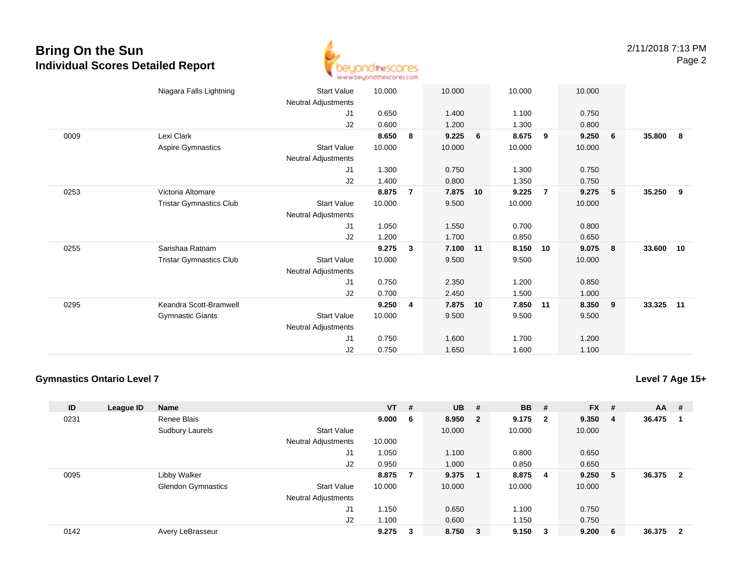# Bring On the Sun
## Individual Scores Detailed Report

| ID | League ID | Name | | VT | # | UB | # | BB | # | FX | # | AA | # |
|---|---|---|---|---|---|---|---|---|---|---|---|---|---|
| | | Niagara Falls Lightning | Start Value | 10.000 | | 10.000 | | 10.000 | | 10.000 | | | |
| | | | Neutral Adjustments | | | | | | | | | | |
| | | | J1 | 0.650 | | 1.400 | | 1.100 | | 0.750 | | | |
| | | | J2 | 0.600 | | 1.200 | | 1.300 | | 0.800 | | | |
| 0009 | | Lexi Clark | | 8.650 | 8 | 9.225 | 6 | 8.675 | 9 | 9.250 | 6 | 35.800 | 8 |
| | | Aspire Gymnastics | Start Value | 10.000 | | 10.000 | | 10.000 | | 10.000 | | | |
| | | | Neutral Adjustments | | | | | | | | | | |
| | | | J1 | 1.300 | | 0.750 | | 1.300 | | 0.750 | | | |
| | | | J2 | 1.400 | | 0.800 | | 1.350 | | 0.750 | | | |
| 0253 | | Victoria Altomare | | 8.875 | 7 | 7.875 | 10 | 9.225 | 7 | 9.275 | 5 | 35.250 | 9 |
| | | Tristar Gymnastics Club | Start Value | 10.000 | | 9.500 | | 10.000 | | 10.000 | | | |
| | | | Neutral Adjustments | | | | | | | | | | |
| | | | J1 | 1.050 | | 1.550 | | 0.700 | | 0.800 | | | |
| | | | J2 | 1.200 | | 1.700 | | 0.850 | | 0.650 | | | |
| 0255 | | Sarishaa Ratnam | | 9.275 | 3 | 7.100 | 11 | 8.150 | 10 | 9.075 | 8 | 33.600 | 10 |
| | | Tristar Gymnastics Club | Start Value | 10.000 | | 9.500 | | 9.500 | | 10.000 | | | |
| | | | Neutral Adjustments | | | | | | | | | | |
| | | | J1 | 0.750 | | 2.350 | | 1.200 | | 0.850 | | | |
| | | | J2 | 0.700 | | 2.450 | | 1.500 | | 1.000 | | | |
| 0295 | | Keandra Scott-Bramwell | | 9.250 | 4 | 7.875 | 10 | 7.850 | 11 | 8.350 | 9 | 33.325 | 11 |
| | | Gymnastic Giants | Start Value | 10.000 | | 9.500 | | 9.500 | | 9.500 | | | |
| | | | Neutral Adjustments | | | | | | | | | | |
| | | | J1 | 0.750 | | 1.600 | | 1.700 | | 1.200 | | | |
| | | | J2 | 0.750 | | 1.650 | | 1.600 | | 1.100 | | | |

### Gymnastics Ontario Level 7

**Level 7 Age 15+**

| ID | League ID | Name | | VT | # | UB | # | BB | # | FX | # | AA | # |
|---|---|---|---|---|---|---|---|---|---|---|---|---|---|
| 0231 | | Renee Blais | | 9.000 | 6 | 8.950 | 2 | 9.175 | 2 | 9.350 | 4 | 36.475 | 1 |
| | | Sudbury Laurels | Start Value | | | 10.000 | | 10.000 | | 10.000 | | | |
| | | | Neutral Adjustments | 10.000 | | | | | | | | | |
| | | | J1 | 1.050 | | 1.100 | | 0.800 | | 0.650 | | | |
| | | | J2 | 0.950 | | 1.000 | | 0.850 | | 0.650 | | | |
| 0095 | | Libby Walker | | 8.875 | 7 | 9.375 | 1 | 8.875 | 4 | 9.250 | 5 | 36.375 | 2 |
| | | Glendon Gymnastics | Start Value | 10.000 | | 10.000 | | 10.000 | | 10.000 | | | |
| | | | Neutral Adjustments | | | | | | | | | | |
| | | | J1 | 1.150 | | 0.650 | | 1.100 | | 0.750 | | | |
| | | | J2 | 1.100 | | 0.600 | | 1.150 | | 0.750 | | | |
| 0142 | | Avery LeBrasseur | | 9.275 | 3 | 8.750 | 3 | 9.150 | 3 | 9.200 | 6 | 36.375 | 2 |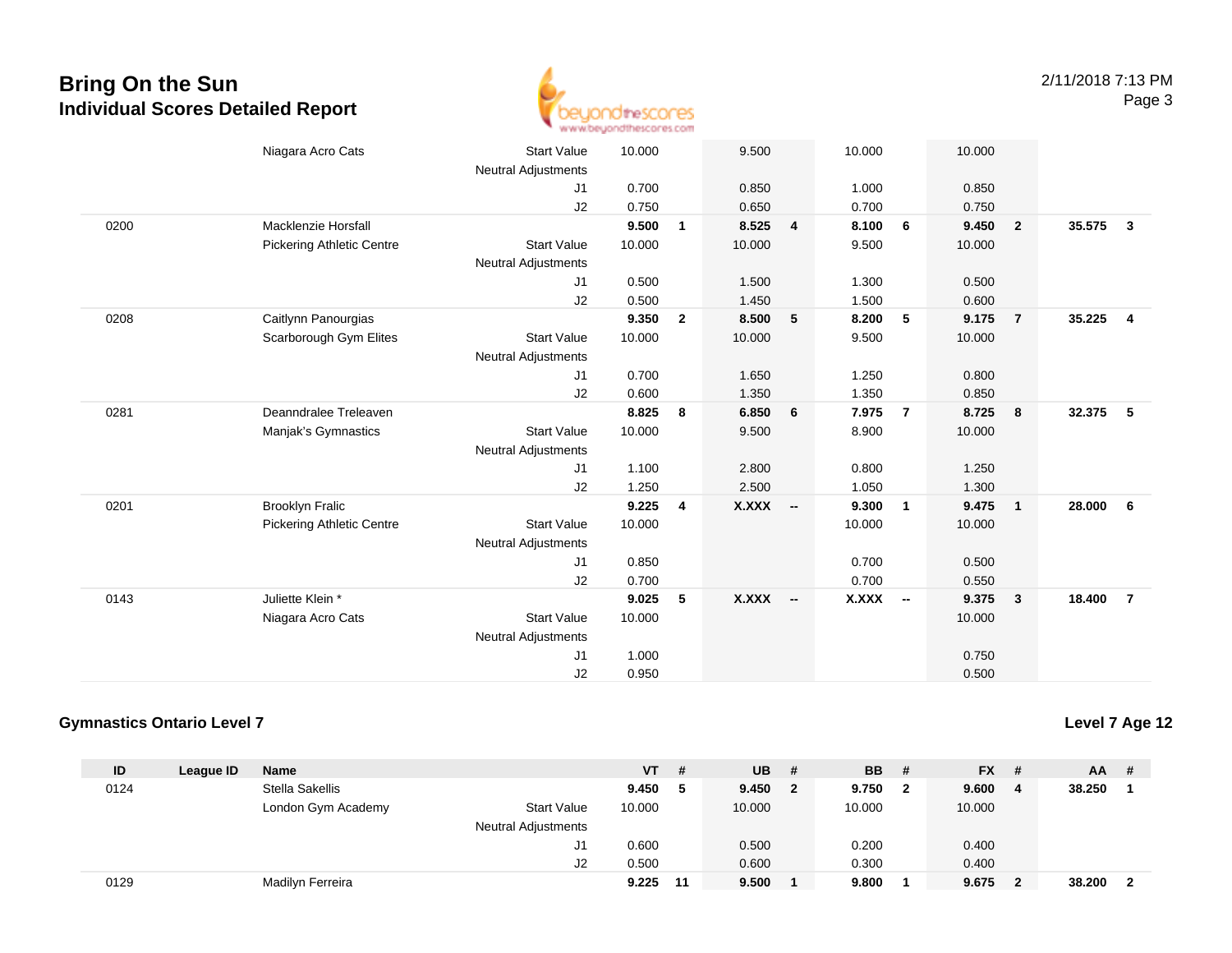# Bring On the Sun
## Individual Scores Detailed Report

| ID | League ID | Name | | VT | # | UB | # | BB | # | FX | # | AA | # |
|---|---|---|---|---|---|---|---|---|---|---|---|---|---|
| | | Niagara Acro Cats | Start Value | 10.000 | | 9.500 | | 10.000 | | 10.000 | | | |
| | | | Neutral Adjustments | | | | | | | | | | |
| | | | J1 | 0.700 | | 0.850 | | 1.000 | | 0.850 | | | |
| | | | J2 | 0.750 | | 0.650 | | 0.700 | | 0.750 | | | |
| 0200 | | Macklenzie Horsfall | | **9.500** | **1** | **8.525** | **4** | **8.100** | **6** | **9.450** | **2** | **35.575** | **3** |
| | | Pickering Athletic Centre | Start Value | 10.000 | | 10.000 | | 9.500 | | 10.000 | | | |
| | | | Neutral Adjustments | | | | | | | | | | |
| | | | J1 | 0.500 | | 1.500 | | 1.300 | | 0.500 | | | |
| | | | J2 | 0.500 | | 1.450 | | 1.500 | | 0.600 | | | |
| 0208 | | Caitlynn Panourgias | | **9.350** | **2** | **8.500** | **5** | **8.200** | **5** | **9.175** | **7** | **35.225** | **4** |
| | | Scarborough Gym Elites | Start Value | 10.000 | | 10.000 | | 9.500 | | 10.000 | | | |
| | | | Neutral Adjustments | | | | | | | | | | |
| | | | J1 | 0.700 | | 1.650 | | 1.250 | | 0.800 | | | |
| | | | J2 | 0.600 | | 1.350 | | 1.350 | | 0.850 | | | |
| 0281 | | Deanndralee Treleaven | | **8.825** | **8** | **6.850** | **6** | **7.975** | **7** | **8.725** | **8** | **32.375** | **5** |
| | | Manjak's Gymnastics | Start Value | 10.000 | | 9.500 | | 8.900 | | 10.000 | | | |
| | | | Neutral Adjustments | | | | | | | | | | |
| | | | J1 | 1.100 | | 2.800 | | 0.800 | | 1.250 | | | |
| | | | J2 | 1.250 | | 2.500 | | 1.050 | | 1.300 | | | |
| 0201 | | Brooklyn Fralic | | **9.225** | **4** | **X.XXX** | **--** | **9.300** | **1** | **9.475** | **1** | **28.000** | **6** |
| | | Pickering Athletic Centre | Start Value | 10.000 | | | | 10.000 | | 10.000 | | | |
| | | | Neutral Adjustments | | | | | | | | | | |
| | | | J1 | 0.850 | | | | 0.700 | | 0.500 | | | |
| | | | J2 | 0.700 | | | | 0.700 | | 0.550 | | | |
| 0143 | | Juliette Klein * | | **9.025** | **5** | **X.XXX** | **--** | **X.XXX** | **--** | **9.375** | **3** | **18.400** | **7** |
| | | Niagara Acro Cats | Start Value | 10.000 | | | | | | 10.000 | | | |
| | | | Neutral Adjustments | | | | | | | | | | |
| | | | J1 | 1.000 | | | | | | 0.750 | | | |
| | | | J2 | 0.950 | | | | | | 0.500 | | | |

### Gymnastics Ontario Level 7

**Level 7 Age 12**

| ID | League ID | Name | | VT | # | UB | # | BB | # | FX | # | AA | # |
|---|---|---|---|---|---|---|---|---|---|---|---|---|---|
| 0124 | | Stella Sakellis | | **9.450** | **5** | **9.450** | **2** | **9.750** | **2** | **9.600** | **4** | **38.250** | **1** |
| | | London Gym Academy | Start Value | 10.000 | | 10.000 | | 10.000 | | 10.000 | | | |
| | | | Neutral Adjustments | | | | | | | | | | |
| | | | J1 | 0.600 | | 0.500 | | 0.200 | | 0.400 | | | |
| | | | J2 | 0.500 | | 0.600 | | 0.300 | | 0.400 | | | |
| 0129 | | Madilyn Ferreira | | **9.225** | **11** | **9.500** | **1** | **9.800** | **1** | **9.675** | **2** | **38.200** | **2** |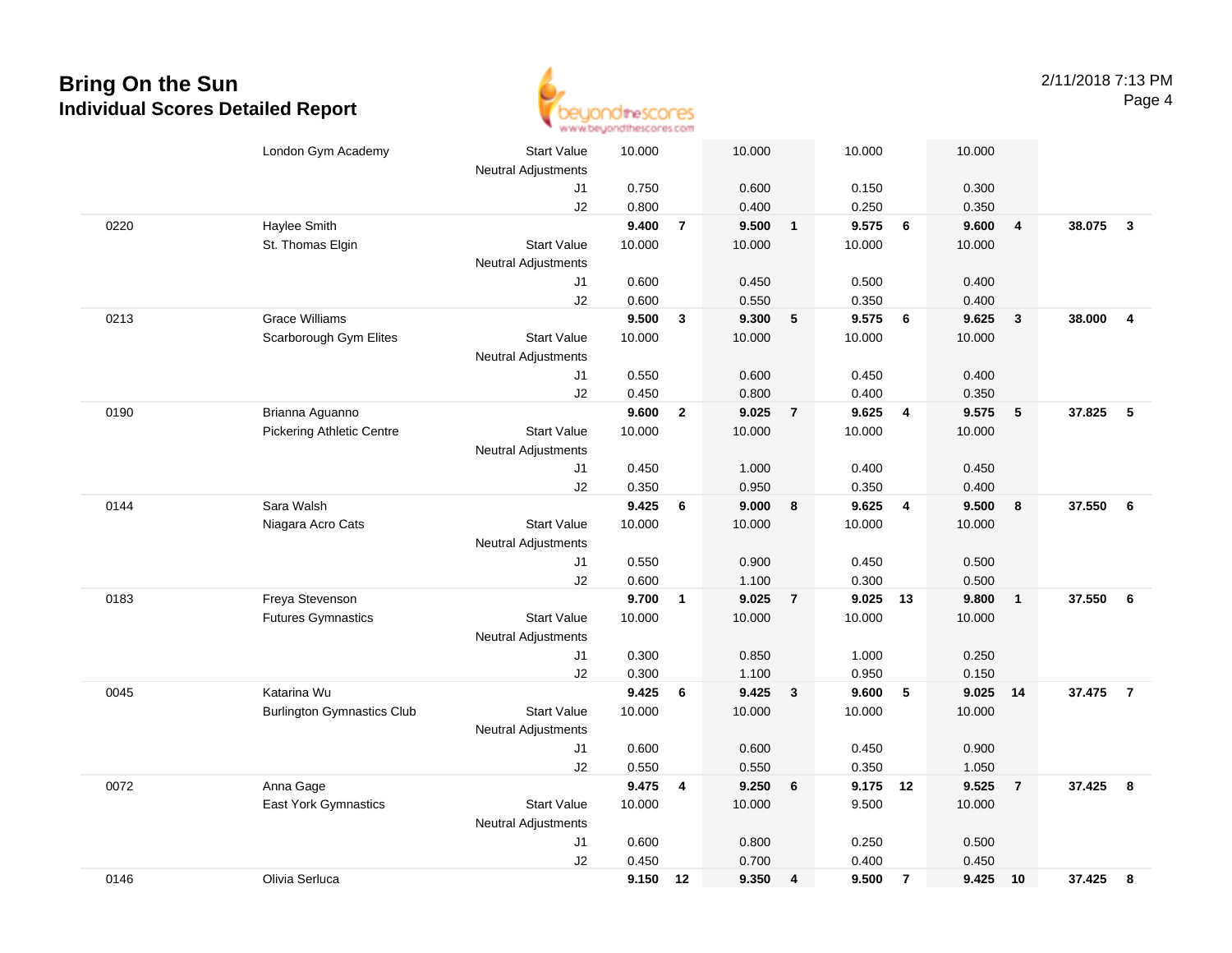# Bring On the Sun

## Individual Scores Detailed Report

2/11/2018 7:13 PM

| # | Name / Club | | Vault | Rank | Bars | Rank | Beam | Rank | Floor | Rank | AA | Rank |
|---|---|---|---|---|---|---|---|---|---|---|---|---|
| | London Gym Academy | Start Value | 10.000 | | 10.000 | | 10.000 | | 10.000 | | | |
| | | Neutral Adjustments | | | | | | | | | | |
| | | J1 | 0.750 | | 0.600 | | 0.150 | | 0.300 | | | |
| | | J2 | 0.800 | | 0.400 | | 0.250 | | 0.350 | | | |
| 0220 | Haylee Smith | | **9.400** | **7** | **9.500** | **1** | **9.575** | **6** | **9.600** | **4** | **38.075** | **3** |
| | St. Thomas Elgin | Start Value | 10.000 | | 10.000 | | 10.000 | | 10.000 | | | |
| | | Neutral Adjustments | | | | | | | | | | |
| | | J1 | 0.600 | | 0.450 | | 0.500 | | 0.400 | | | |
| | | J2 | 0.600 | | 0.550 | | 0.350 | | 0.400 | | | |
| 0213 | Grace Williams | | **9.500** | **3** | **9.300** | **5** | **9.575** | **6** | **9.625** | **3** | **38.000** | **4** |
| | Scarborough Gym Elites | Start Value | 10.000 | | 10.000 | | 10.000 | | 10.000 | | | |
| | | Neutral Adjustments | | | | | | | | | | |
| | | J1 | 0.550 | | 0.600 | | 0.450 | | 0.400 | | | |
| | | J2 | 0.450 | | 0.800 | | 0.400 | | 0.350 | | | |
| 0190 | Brianna Aguanno | | **9.600** | **2** | **9.025** | **7** | **9.625** | **4** | **9.575** | **5** | **37.825** | **5** |
| | Pickering Athletic Centre | Start Value | 10.000 | | 10.000 | | 10.000 | | 10.000 | | | |
| | | Neutral Adjustments | | | | | | | | | | |
| | | J1 | 0.450 | | 1.000 | | 0.400 | | 0.450 | | | |
| | | J2 | 0.350 | | 0.950 | | 0.350 | | 0.400 | | | |
| 0144 | Sara Walsh | | **9.425** | **6** | **9.000** | **8** | **9.625** | **4** | **9.500** | **8** | **37.550** | **6** |
| | Niagara Acro Cats | Start Value | 10.000 | | 10.000 | | 10.000 | | 10.000 | | | |
| | | Neutral Adjustments | | | | | | | | | | |
| | | J1 | 0.550 | | 0.900 | | 0.450 | | 0.500 | | | |
| | | J2 | 0.600 | | 1.100 | | 0.300 | | 0.500 | | | |
| 0183 | Freya Stevenson | | **9.700** | **1** | **9.025** | **7** | **9.025** | **13** | **9.800** | **1** | **37.550** | **6** |
| | Futures Gymnastics | Start Value | 10.000 | | 10.000 | | 10.000 | | 10.000 | | | |
| | | Neutral Adjustments | | | | | | | | | | |
| | | J1 | 0.300 | | 0.850 | | 1.000 | | 0.250 | | | |
| | | J2 | 0.300 | | 1.100 | | 0.950 | | 0.150 | | | |
| 0045 | Katarina Wu | | **9.425** | **6** | **9.425** | **3** | **9.600** | **5** | **9.025** | **14** | **37.475** | **7** |
| | Burlington Gymnastics Club | Start Value | 10.000 | | 10.000 | | 10.000 | | 10.000 | | | |
| | | Neutral Adjustments | | | | | | | | | | |
| | | J1 | 0.600 | | 0.600 | | 0.450 | | 0.900 | | | |
| | | J2 | 0.550 | | 0.550 | | 0.350 | | 1.050 | | | |
| 0072 | Anna Gage | | **9.475** | **4** | **9.250** | **6** | **9.175** | **12** | **9.525** | **7** | **37.425** | **8** |
| | East York Gymnastics | Start Value | 10.000 | | 10.000 | | 9.500 | | 10.000 | | | |
| | | Neutral Adjustments | | | | | | | | | | |
| | | J1 | 0.600 | | 0.800 | | 0.250 | | 0.500 | | | |
| | | J2 | 0.450 | | 0.700 | | 0.400 | | 0.450 | | | |
| 0146 | Olivia Serluca | | **9.150** | **12** | **9.350** | **4** | **9.500** | **7** | **9.425** | **10** | **37.425** | **8** |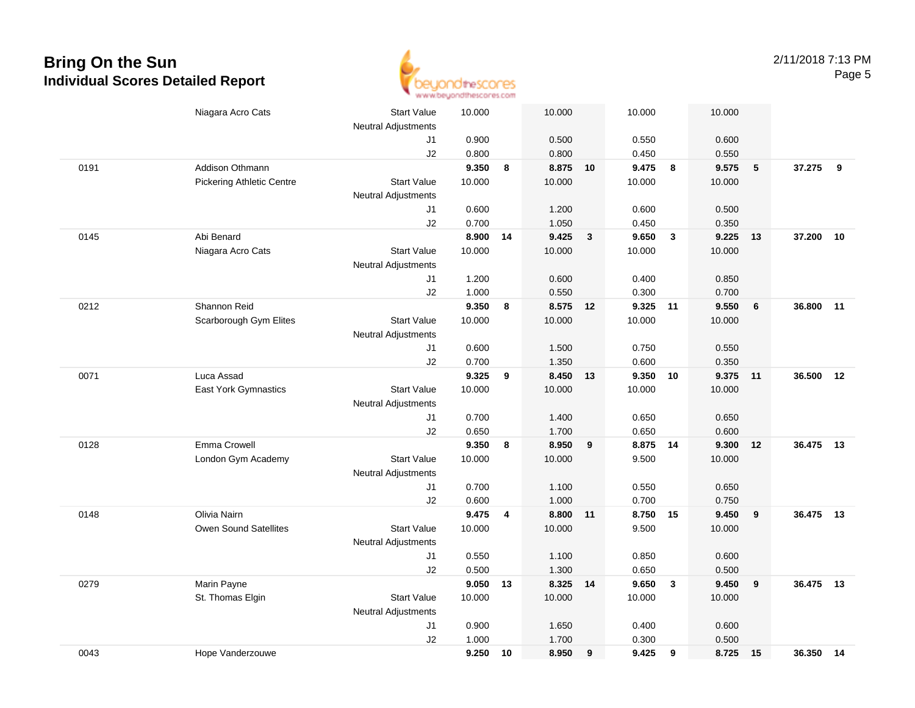# Bring On the Sun

## Individual Scores Detailed Report

2/11/2018 7:13 PM

| # | Name / Club | | Vault | Rank | Bars | Rank | Beam | Rank | Floor | Rank | AA | Rank |
|---|---|---|---|---|---|---|---|---|---|---|---|---|
| | Niagara Acro Cats | Start Value | 10.000 | | 10.000 | | 10.000 | | 10.000 | | | |
| | | Neutral Adjustments | | | | | | | | | | |
| | | J1 | 0.900 | | 0.500 | | 0.550 | | 0.600 | | | |
| | | J2 | 0.800 | | 0.800 | | 0.450 | | 0.550 | | | |
| 0191 | Addison Othmann | | **9.350** | **8** | **8.875** | **10** | **9.475** | **8** | **9.575** | **5** | **37.275** | **9** |
| | Pickering Athletic Centre | Start Value | 10.000 | | 10.000 | | 10.000 | | 10.000 | | | |
| | | Neutral Adjustments | | | | | | | | | | |
| | | J1 | 0.600 | | 1.200 | | 0.600 | | 0.500 | | | |
| | | J2 | 0.700 | | 1.050 | | 0.450 | | 0.350 | | | |
| 0145 | Abi Benard | | **8.900** | **14** | **9.425** | **3** | **9.650** | **3** | **9.225** | **13** | **37.200** | **10** |
| | Niagara Acro Cats | Start Value | 10.000 | | 10.000 | | 10.000 | | 10.000 | | | |
| | | Neutral Adjustments | | | | | | | | | | |
| | | J1 | 1.200 | | 0.600 | | 0.400 | | 0.850 | | | |
| | | J2 | 1.000 | | 0.550 | | 0.300 | | 0.700 | | | |
| 0212 | Shannon Reid | | **9.350** | **8** | **8.575** | **12** | **9.325** | **11** | **9.550** | **6** | **36.800** | **11** |
| | Scarborough Gym Elites | Start Value | 10.000 | | 10.000 | | 10.000 | | 10.000 | | | |
| | | Neutral Adjustments | | | | | | | | | | |
| | | J1 | 0.600 | | 1.500 | | 0.750 | | 0.550 | | | |
| | | J2 | 0.700 | | 1.350 | | 0.600 | | 0.350 | | | |
| 0071 | Luca Assad | | **9.325** | **9** | **8.450** | **13** | **9.350** | **10** | **9.375** | **11** | **36.500** | **12** |
| | East York Gymnastics | Start Value | 10.000 | | 10.000 | | 10.000 | | 10.000 | | | |
| | | Neutral Adjustments | | | | | | | | | | |
| | | J1 | 0.700 | | 1.400 | | 0.650 | | 0.650 | | | |
| | | J2 | 0.650 | | 1.700 | | 0.650 | | 0.600 | | | |
| 0128 | Emma Crowell | | **9.350** | **8** | **8.950** | **9** | **8.875** | **14** | **9.300** | **12** | **36.475** | **13** |
| | London Gym Academy | Start Value | 10.000 | | 10.000 | | 9.500 | | 10.000 | | | |
| | | Neutral Adjustments | | | | | | | | | | |
| | | J1 | 0.700 | | 1.100 | | 0.550 | | 0.650 | | | |
| | | J2 | 0.600 | | 1.000 | | 0.700 | | 0.750 | | | |
| 0148 | Olivia Nairn | | **9.475** | **4** | **8.800** | **11** | **8.750** | **15** | **9.450** | **9** | **36.475** | **13** |
| | Owen Sound Satellites | Start Value | 10.000 | | 10.000 | | 9.500 | | 10.000 | | | |
| | | Neutral Adjustments | | | | | | | | | | |
| | | J1 | 0.550 | | 1.100 | | 0.850 | | 0.600 | | | |
| | | J2 | 0.500 | | 1.300 | | 0.650 | | 0.500 | | | |
| 0279 | Marin Payne | | **9.050** | **13** | **8.325** | **14** | **9.650** | **3** | **9.450** | **9** | **36.475** | **13** |
| | St. Thomas Elgin | Start Value | 10.000 | | 10.000 | | 10.000 | | 10.000 | | | |
| | | Neutral Adjustments | | | | | | | | | | |
| | | J1 | 0.900 | | 1.650 | | 0.400 | | 0.600 | | | |
| | | J2 | 1.000 | | 1.700 | | 0.300 | | 0.500 | | | |
| 0043 | Hope Vanderzouwe | | **9.250** | **10** | **8.950** | **9** | **9.425** | **9** | **8.725** | **15** | **36.350** | **14** |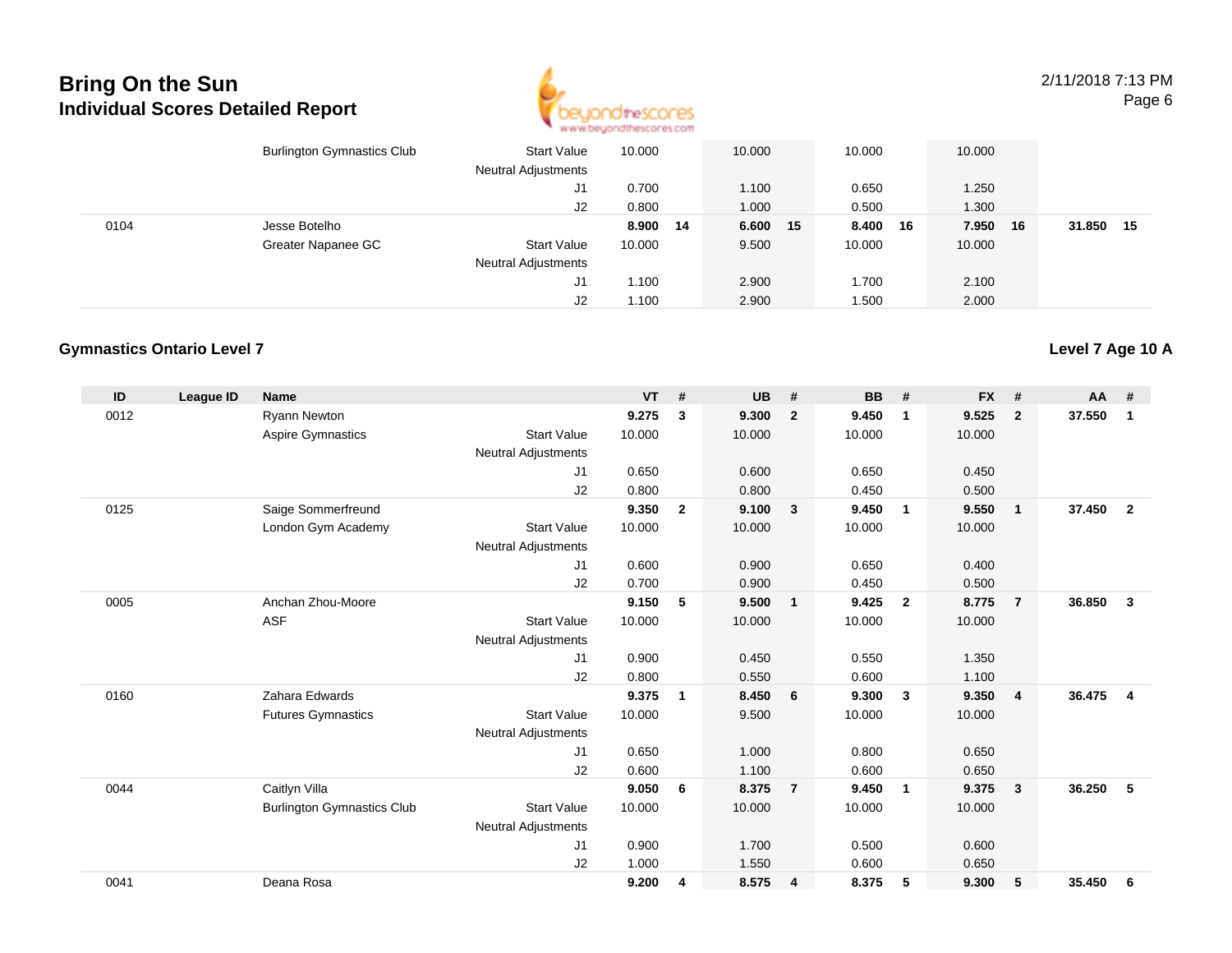| ID | League ID | Name | | VT | # | UB | # | BB | # | FX | # | AA | # |
|---|---|---|---|---|---|---|---|---|---|---|---|---|---|
| | | Burlington Gymnastics Club | Start Value | 10.000 | | 10.000 | | 10.000 | | 10.000 | | | |
| | | | Neutral Adjustments | | | | | | | | | | |
| | | | J1 | 0.700 | | 1.100 | | 0.650 | | 1.250 | | | |
| | | | J2 | 0.800 | | 1.000 | | 0.500 | | 1.300 | | | |
| 0104 | | Jesse Botelho | | **8.900** | **14** | **6.600** | **15** | **8.400** | **16** | **7.950** | **16** | **31.850** | **15** |
| | | Greater Napanee GC | Start Value | 10.000 | | 9.500 | | 10.000 | | 10.000 | | | |
| | | | Neutral Adjustments | | | | | | | | | | |
| | | | J1 | 1.100 | | 2.900 | | 1.700 | | 2.100 | | | |
| | | | J2 | 1.100 | | 2.900 | | 1.500 | | 2.000 | | | |

### Gymnastics Ontario Level 7

### Level 7 Age 10 A

| ID | League ID | Name | | VT | # | UB | # | BB | # | FX | # | AA | # |
|---|---|---|---|---|---|---|---|---|---|---|---|---|---|
| 0012 | | Ryann Newton | | **9.275** | **3** | **9.300** | **2** | **9.450** | **1** | **9.525** | **2** | **37.550** | **1** |
| | | Aspire Gymnastics | Start Value | 10.000 | | 10.000 | | 10.000 | | 10.000 | | | |
| | | | Neutral Adjustments | | | | | | | | | | |
| | | | J1 | 0.650 | | 0.600 | | 0.650 | | 0.450 | | | |
| | | | J2 | 0.800 | | 0.800 | | 0.450 | | 0.500 | | | |
| 0125 | | Saige Sommerfreund | | **9.350** | **2** | **9.100** | **3** | **9.450** | **1** | **9.550** | **1** | **37.450** | **2** |
| | | London Gym Academy | Start Value | 10.000 | | 10.000 | | 10.000 | | 10.000 | | | |
| | | | Neutral Adjustments | | | | | | | | | | |
| | | | J1 | 0.600 | | 0.900 | | 0.650 | | 0.400 | | | |
| | | | J2 | 0.700 | | 0.900 | | 0.450 | | 0.500 | | | |
| 0005 | | Anchan Zhou-Moore | | **9.150** | **5** | **9.500** | **1** | **9.425** | **2** | **8.775** | **7** | **36.850** | **3** |
| | | ASF | Start Value | 10.000 | | 10.000 | | 10.000 | | 10.000 | | | |
| | | | Neutral Adjustments | | | | | | | | | | |
| | | | J1 | 0.900 | | 0.450 | | 0.550 | | 1.350 | | | |
| | | | J2 | 0.800 | | 0.550 | | 0.600 | | 1.100 | | | |
| 0160 | | Zahara Edwards | | **9.375** | **1** | **8.450** | **6** | **9.300** | **3** | **9.350** | **4** | **36.475** | **4** |
| | | Futures Gymnastics | Start Value | 10.000 | | 9.500 | | 10.000 | | 10.000 | | | |
| | | | Neutral Adjustments | | | | | | | | | | |
| | | | J1 | 0.650 | | 1.000 | | 0.800 | | 0.650 | | | |
| | | | J2 | 0.600 | | 1.100 | | 0.600 | | 0.650 | | | |
| 0044 | | Caitlyn Villa | | **9.050** | **6** | **8.375** | **7** | **9.450** | **1** | **9.375** | **3** | **36.250** | **5** |
| | | Burlington Gymnastics Club | Start Value | 10.000 | | 10.000 | | 10.000 | | 10.000 | | | |
| | | | Neutral Adjustments | | | | | | | | | | |
| | | | J1 | 0.900 | | 1.700 | | 0.500 | | 0.600 | | | |
| | | | J2 | 1.000 | | 1.550 | | 0.600 | | 0.650 | | | |
| 0041 | | Deana Rosa | | **9.200** | **4** | **8.575** | **4** | **8.375** | **5** | **9.300** | **5** | **35.450** | **6** |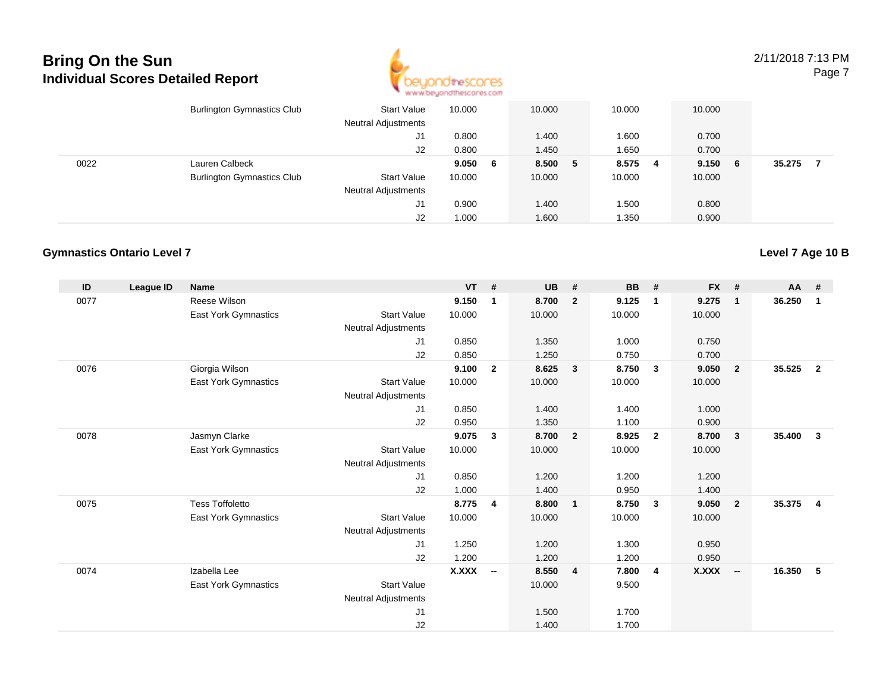| ID | League ID | Name | | VT | # | UB | # | BB | # | FX | # | AA | # |
|---|---|---|---|---|---|---|---|---|---|---|---|---|---|
| | | Burlington Gymnastics Club | Start Value | 10.000 | | 10.000 | | 10.000 | | 10.000 | | | |
| | | | Neutral Adjustments | | | | | | | | | | |
| | | | J1 | 0.800 | | 1.400 | | 1.600 | | 0.700 | | | |
| | | | J2 | 0.800 | | 1.450 | | 1.650 | | 0.700 | | | |
| 0022 | | Lauren Calbeck | | **9.050** | **6** | **8.500** | **5** | **8.575** | **4** | **9.150** | **6** | **35.275** | **7** |
| | | Burlington Gymnastics Club | Start Value | 10.000 | | 10.000 | | 10.000 | | 10.000 | | | |
| | | | Neutral Adjustments | | | | | | | | | | |
| | | | J1 | 0.900 | | 1.400 | | 1.500 | | 0.800 | | | |
| | | | J2 | 1.000 | | 1.600 | | 1.350 | | 0.900 | | | |

## Gymnastics Ontario Level 7

**Level 7 Age 10 B**

| ID | League ID | Name | | VT | # | UB | # | BB | # | FX | # | AA | # |
|---|---|---|---|---|---|---|---|---|---|---|---|---|---|
| 0077 | | Reese Wilson | | **9.150** | **1** | **8.700** | **2** | **9.125** | **1** | **9.275** | **1** | **36.250** | **1** |
| | | East York Gymnastics | Start Value | 10.000 | | 10.000 | | 10.000 | | 10.000 | | | |
| | | | Neutral Adjustments | | | | | | | | | | |
| | | | J1 | 0.850 | | 1.350 | | 1.000 | | 0.750 | | | |
| | | | J2 | 0.850 | | 1.250 | | 0.750 | | 0.700 | | | |
| 0076 | | Giorgia Wilson | | **9.100** | **2** | **8.625** | **3** | **8.750** | **3** | **9.050** | **2** | **35.525** | **2** |
| | | East York Gymnastics | Start Value | 10.000 | | 10.000 | | 10.000 | | 10.000 | | | |
| | | | Neutral Adjustments | | | | | | | | | | |
| | | | J1 | 0.850 | | 1.400 | | 1.400 | | 1.000 | | | |
| | | | J2 | 0.950 | | 1.350 | | 1.100 | | 0.900 | | | |
| 0078 | | Jasmyn Clarke | | **9.075** | **3** | **8.700** | **2** | **8.925** | **2** | **8.700** | **3** | **35.400** | **3** |
| | | East York Gymnastics | Start Value | 10.000 | | 10.000 | | 10.000 | | 10.000 | | | |
| | | | Neutral Adjustments | | | | | | | | | | |
| | | | J1 | 0.850 | | 1.200 | | 1.200 | | 1.200 | | | |
| | | | J2 | 1.000 | | 1.400 | | 0.950 | | 1.400 | | | |
| 0075 | | Tess Toffoletto | | **8.775** | **4** | **8.800** | **1** | **8.750** | **3** | **9.050** | **2** | **35.375** | **4** |
| | | East York Gymnastics | Start Value | 10.000 | | 10.000 | | 10.000 | | 10.000 | | | |
| | | | Neutral Adjustments | | | | | | | | | | |
| | | | J1 | 1.250 | | 1.200 | | 1.300 | | 0.950 | | | |
| | | | J2 | 1.200 | | 1.200 | | 1.200 | | 0.950 | | | |
| 0074 | | Izabella Lee | | **X.XXX** | **--** | **8.550** | **4** | **7.800** | **4** | **X.XXX** | **--** | **16.350** | **5** |
| | | East York Gymnastics | Start Value | | | 10.000 | | 9.500 | | | | | |
| | | | Neutral Adjustments | | | | | | | | | | |
| | | | J1 | | | 1.500 | | 1.700 | | | | | |
| | | | J2 | | | 1.400 | | 1.700 | | | | | |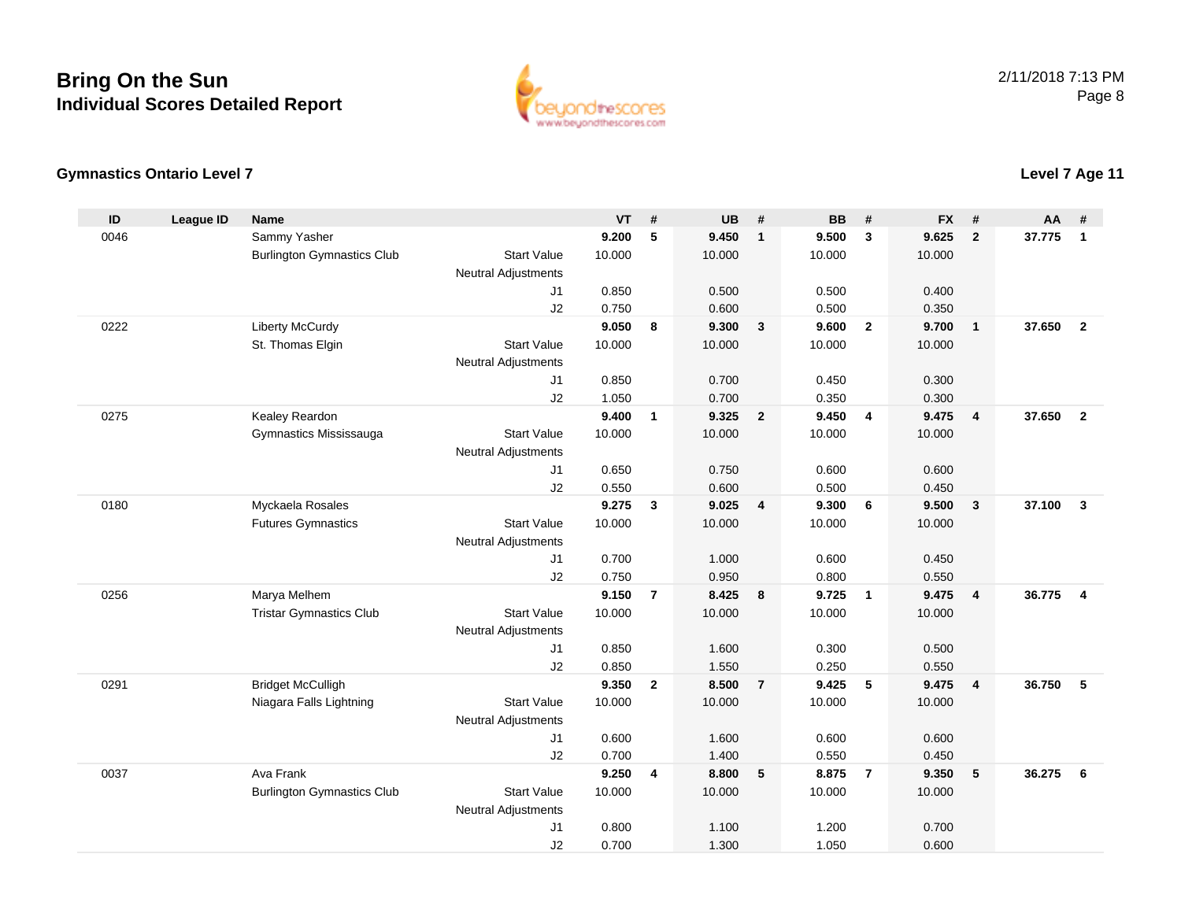# Bring On the Sun
## Individual Scores Detailed Report

2/11/2018 7:13 PM

### Gymnastics Ontario Level 7

### Level 7 Age 11

| ID | League ID | Name | | VT | # | UB | # | BB | # | FX | # | AA | # |
|---|---|---|---|---|---|---|---|---|---|---|---|---|---|
| 0046 | | Sammy Yasher | | **9.200** | **5** | **9.450** | **1** | **9.500** | **3** | **9.625** | **2** | **37.775** | **1** |
| | | Burlington Gymnastics Club | Start Value | 10.000 | | 10.000 | | 10.000 | | 10.000 | | | |
| | | | Neutral Adjustments | | | | | | | | | | |
| | | | J1 | 0.850 | | 0.500 | | 0.500 | | 0.400 | | | |
| | | | J2 | 0.750 | | 0.600 | | 0.500 | | 0.350 | | | |
| 0222 | | Liberty McCurdy | | **9.050** | **8** | **9.300** | **3** | **9.600** | **2** | **9.700** | **1** | **37.650** | **2** |
| | | St. Thomas Elgin | Start Value | 10.000 | | 10.000 | | 10.000 | | 10.000 | | | |
| | | | Neutral Adjustments | | | | | | | | | | |
| | | | J1 | 0.850 | | 0.700 | | 0.450 | | 0.300 | | | |
| | | | J2 | 1.050 | | 0.700 | | 0.350 | | 0.300 | | | |
| 0275 | | Kealey Reardon | | **9.400** | **1** | **9.325** | **2** | **9.450** | **4** | **9.475** | **4** | **37.650** | **2** |
| | | Gymnastics Mississauga | Start Value | 10.000 | | 10.000 | | 10.000 | | 10.000 | | | |
| | | | Neutral Adjustments | | | | | | | | | | |
| | | | J1 | 0.650 | | 0.750 | | 0.600 | | 0.600 | | | |
| | | | J2 | 0.550 | | 0.600 | | 0.500 | | 0.450 | | | |
| 0180 | | Myckaela Rosales | | **9.275** | **3** | **9.025** | **4** | **9.300** | **6** | **9.500** | **3** | **37.100** | **3** |
| | | Futures Gymnastics | Start Value | 10.000 | | 10.000 | | 10.000 | | 10.000 | | | |
| | | | Neutral Adjustments | | | | | | | | | | |
| | | | J1 | 0.700 | | 1.000 | | 0.600 | | 0.450 | | | |
| | | | J2 | 0.750 | | 0.950 | | 0.800 | | 0.550 | | | |
| 0256 | | Marya Melhem | | **9.150** | **7** | **8.425** | **8** | **9.725** | **1** | **9.475** | **4** | **36.775** | **4** |
| | | Tristar Gymnastics Club | Start Value | 10.000 | | 10.000 | | 10.000 | | 10.000 | | | |
| | | | Neutral Adjustments | | | | | | | | | | |
| | | | J1 | 0.850 | | 1.600 | | 0.300 | | 0.500 | | | |
| | | | J2 | 0.850 | | 1.550 | | 0.250 | | 0.550 | | | |
| 0291 | | Bridget McCulligh | | **9.350** | **2** | **8.500** | **7** | **9.425** | **5** | **9.475** | **4** | **36.750** | **5** |
| | | Niagara Falls Lightning | Start Value | 10.000 | | 10.000 | | 10.000 | | 10.000 | | | |
| | | | Neutral Adjustments | | | | | | | | | | |
| | | | J1 | 0.600 | | 1.600 | | 0.600 | | 0.600 | | | |
| | | | J2 | 0.700 | | 1.400 | | 0.550 | | 0.450 | | | |
| 0037 | | Ava Frank | | **9.250** | **4** | **8.800** | **5** | **8.875** | **7** | **9.350** | **5** | **36.275** | **6** |
| | | Burlington Gymnastics Club | Start Value | 10.000 | | 10.000 | | 10.000 | | 10.000 | | | |
| | | | Neutral Adjustments | | | | | | | | | | |
| | | | J1 | 0.800 | | 1.100 | | 1.200 | | 0.700 | | | |
| | | | J2 | 0.700 | | 1.300 | | 1.050 | | 0.600 | | | |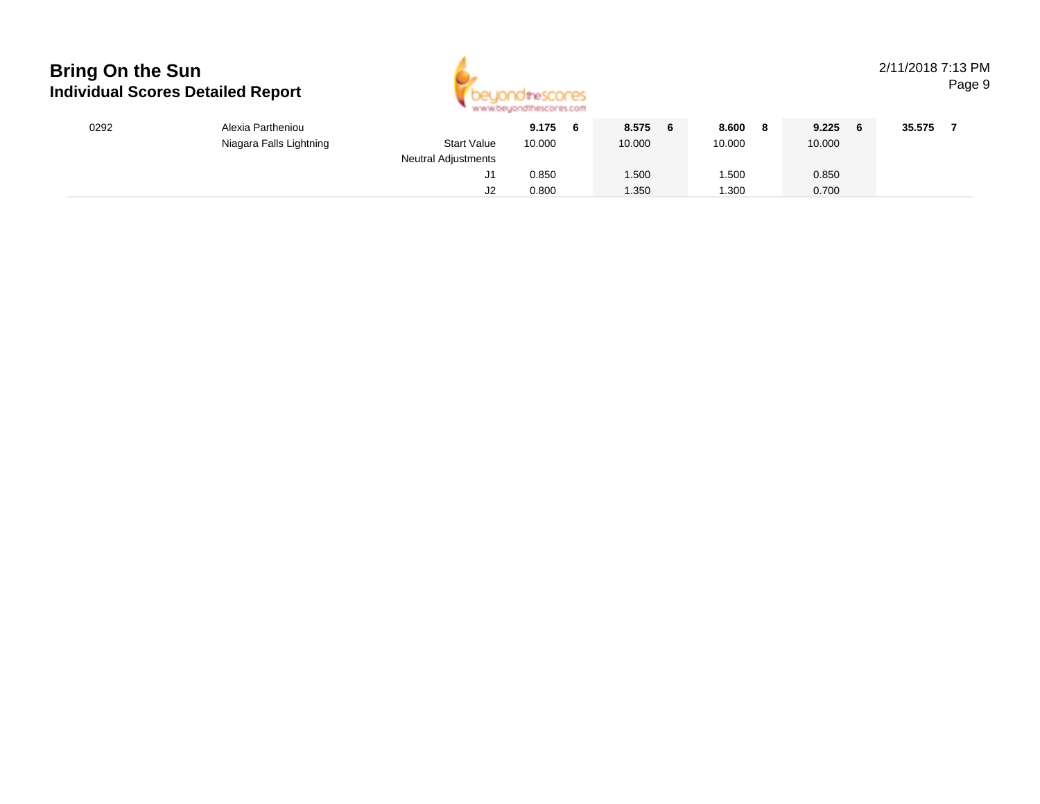# Bring On the Sun

## Individual Scores Detailed Report

2/11/2018 7:13 PM

| | | | | | | | | | | | | |
|---|---|---|---|---|---|---|---|---|---|---|---|---|
| 0292 | Alexia Partheniou | | 9.175 | 6 | 8.575 | 6 | 8.600 | 8 | 9.225 | 6 | 35.575 | 7 |
| | Niagara Falls Lightning | Start Value | 10.000 | | 10.000 | | 10.000 | | 10.000 | | | |
| | | Neutral Adjustments | | | | | | | | | | |
| | | J1 | 0.850 | | 1.500 | | 1.500 | | 0.850 | | | |
| | | J2 | 0.800 | | 1.350 | | 1.300 | | 0.700 | | | |